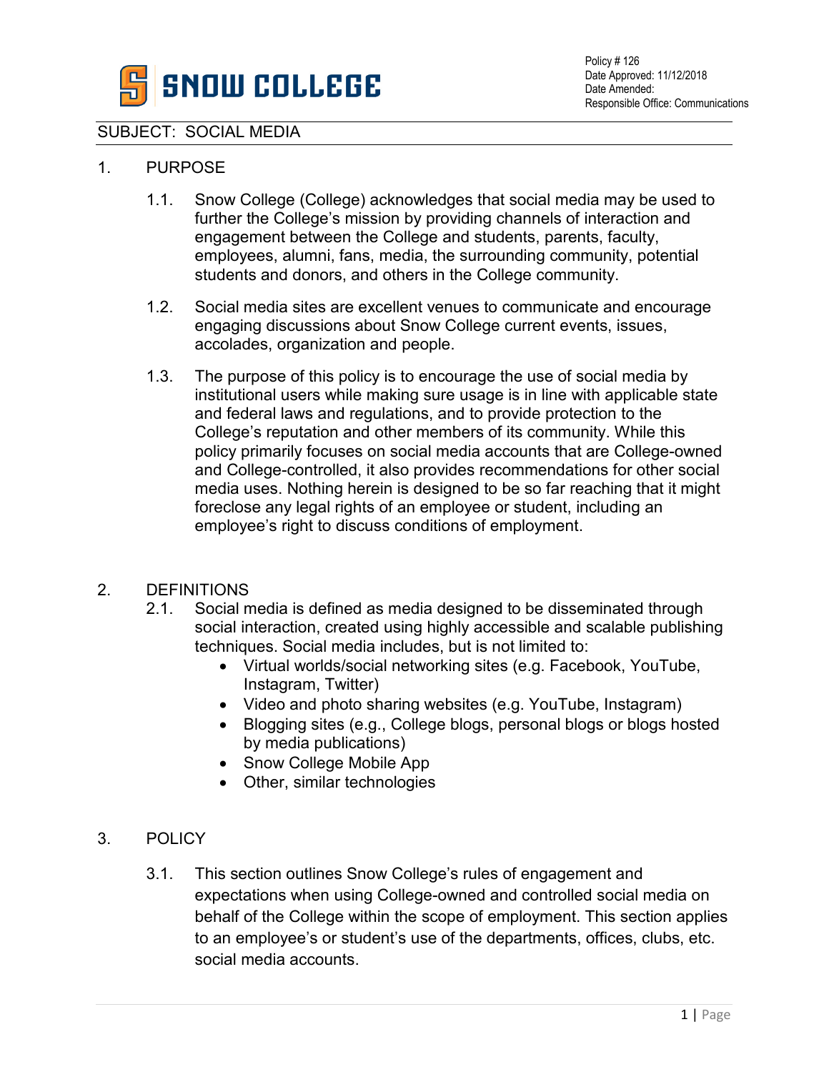SNOW COLLEGE

Policy # 126
Date Approved: 11/12/2018
Date Amended:
Responsible Office: Communications

SUBJECT: SOCIAL MEDIA

1. PURPOSE

   1.1. Snow College (College) acknowledges that social media may be used to further the College's mission by providing channels of interaction and engagement between the College and students, parents, faculty, employees, alumni, fans, media, the surrounding community, potential students and donors, and others in the College community.

   1.2. Social media sites are excellent venues to communicate and encourage engaging discussions about Snow College current events, issues, accolades, organization and people.

   1.3. The purpose of this policy is to encourage the use of social media by institutional users while making sure usage is in line with applicable state and federal laws and regulations, and to provide protection to the College's reputation and other members of its community. While this policy primarily focuses on social media accounts that are College-owned and College-controlled, it also provides recommendations for other social media uses. Nothing herein is designed to be so far reaching that it might foreclose any legal rights of an employee or student, including an employee's right to discuss conditions of employment.

2. DEFINITIONS

   2.1. Social media is defined as media designed to be disseminated through social interaction, created using highly accessible and scalable publishing techniques. Social media includes, but is not limited to:
   - Virtual worlds/social networking sites (e.g. Facebook, YouTube, Instagram, Twitter)
   - Video and photo sharing websites (e.g. YouTube, Instagram)
   - Blogging sites (e.g., College blogs, personal blogs or blogs hosted by media publications)
   - Snow College Mobile App
   - Other, similar technologies

3. POLICY

   3.1. This section outlines Snow College's rules of engagement and expectations when using College-owned and controlled social media on behalf of the College within the scope of employment. This section applies to an employee's or student's use of the departments, offices, clubs, etc. social media accounts.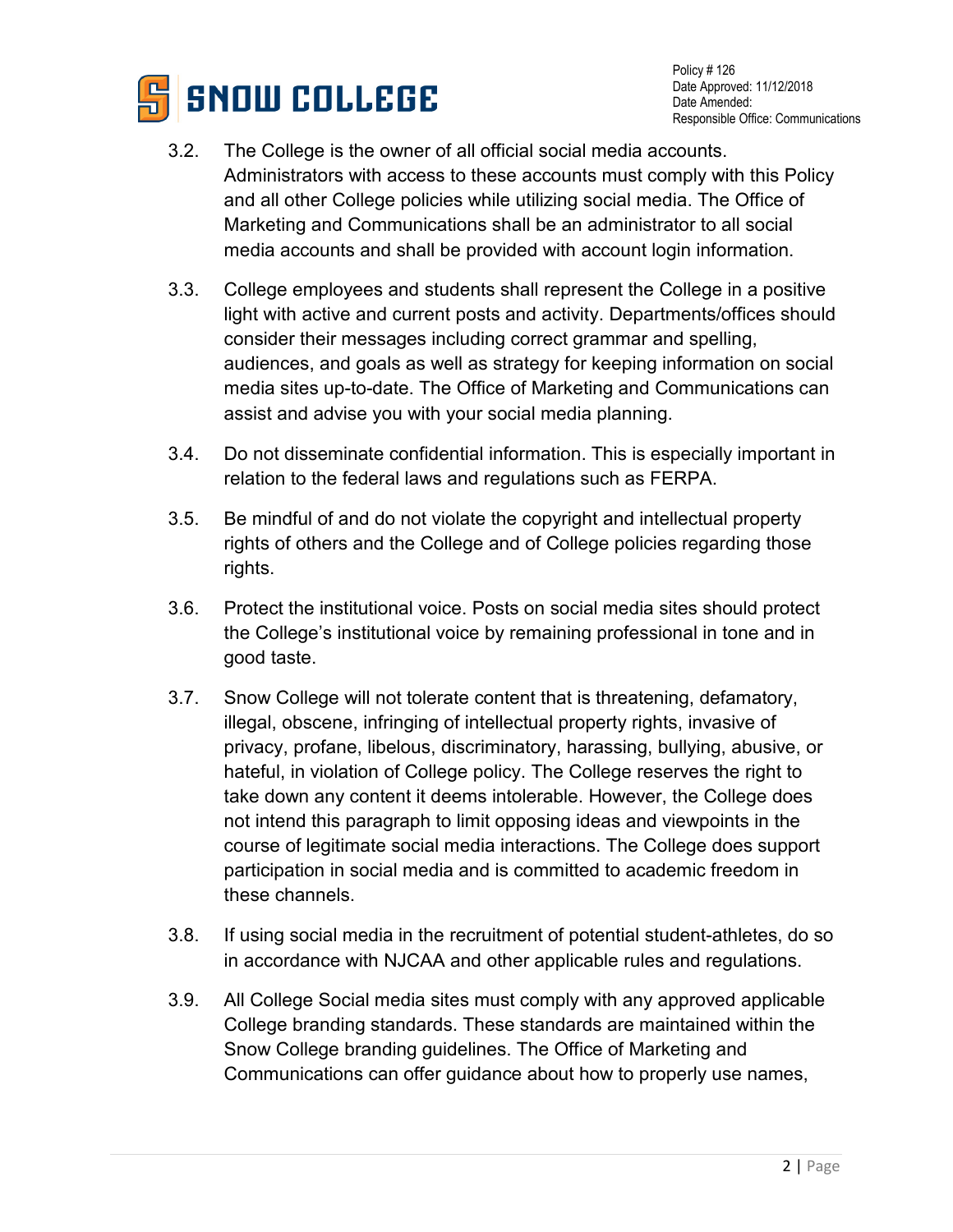3.2. The College is the owner of all official social media accounts. Administrators with access to these accounts must comply with this Policy and all other College policies while utilizing social media. The Office of Marketing and Communications shall be an administrator to all social media accounts and shall be provided with account login information.

3.3. College employees and students shall represent the College in a positive light with active and current posts and activity. Departments/offices should consider their messages including correct grammar and spelling, audiences, and goals as well as strategy for keeping information on social media sites up-to-date. The Office of Marketing and Communications can assist and advise you with your social media planning.

3.4. Do not disseminate confidential information. This is especially important in relation to the federal laws and regulations such as FERPA.

3.5. Be mindful of and do not violate the copyright and intellectual property rights of others and the College and of College policies regarding those rights.

3.6. Protect the institutional voice. Posts on social media sites should protect the College's institutional voice by remaining professional in tone and in good taste.

3.7. Snow College will not tolerate content that is threatening, defamatory, illegal, obscene, infringing of intellectual property rights, invasive of privacy, profane, libelous, discriminatory, harassing, bullying, abusive, or hateful, in violation of College policy. The College reserves the right to take down any content it deems intolerable. However, the College does not intend this paragraph to limit opposing ideas and viewpoints in the course of legitimate social media interactions. The College does support participation in social media and is committed to academic freedom in these channels.

3.8. If using social media in the recruitment of potential student-athletes, do so in accordance with NJCAA and other applicable rules and regulations.

3.9. All College Social media sites must comply with any approved applicable College branding standards. These standards are maintained within the Snow College branding guidelines. The Office of Marketing and Communications can offer guidance about how to properly use names,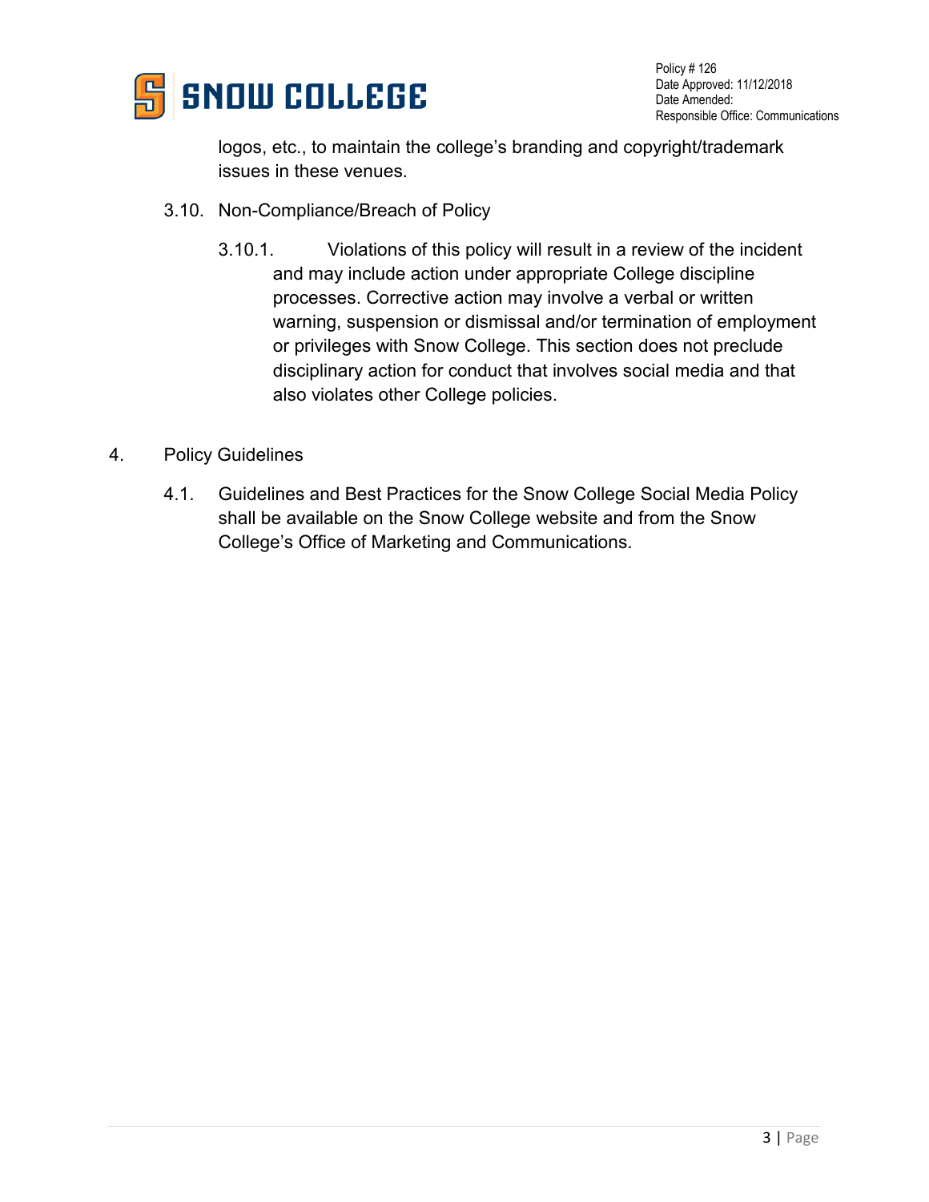logos, etc., to maintain the college's branding and copyright/trademark issues in these venues.

3.10. Non-Compliance/Breach of Policy

3.10.1. Violations of this policy will result in a review of the incident and may include action under appropriate College discipline processes. Corrective action may involve a verbal or written warning, suspension or dismissal and/or termination of employment or privileges with Snow College. This section does not preclude disciplinary action for conduct that involves social media and that also violates other College policies.

4. Policy Guidelines

4.1. Guidelines and Best Practices for the Snow College Social Media Policy shall be available on the Snow College website and from the Snow College's Office of Marketing and Communications.